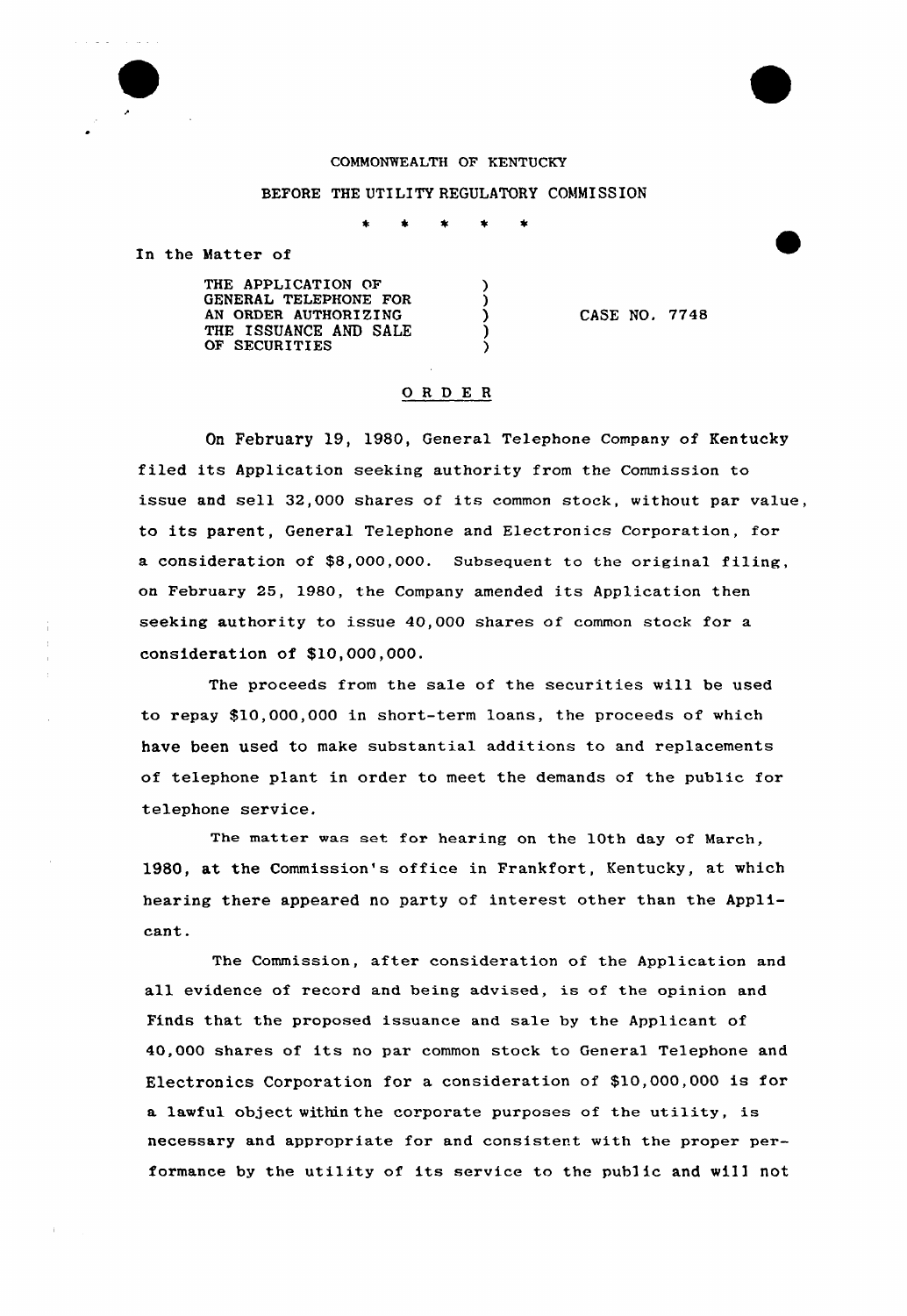COMMONWEALTH OF KENTUCKY

BEFORE THE UTILITY REGULATORY COMMISSION

\* \* \* \* \*

In the Matter of

THE APPLICATION OF GENERAL TELEPHONE FOR AN ORDER AUTHORIZING THE ISSUANCE AND SALE OF SECURITIES ) CASE NO. 7748

# O R D E R

On February 19, 1980, General Telephone Company of Kentucky filed its Application seeking authority from the Commission to issue and sell 32,000 shares of its common stock, without par value, to its parent, General Telephone and Electronics Corporation, for a consideration of $8,000,000. Subsequent to the original filing, on February 25, 1980, the Company amended its Application then seeking authority to issue 40,000 shares of common stock for a consideration of $10,000,000.

The proceeds from the sale of the securities will be used to repay $10,000,000 in short-term loans, the proceeds of which have been used to make substantial additions to and replacements of telephone plant in order to meet the demands of the public for telephone service.

The matter was set for hearing on the 10th day of March, 1980, at the Commission's office in Frankfort, Kentucky, at which hearing there appeared no party of interest other than the Applicant.

The Commission, after consideration of the Application and all evidence of record and being advised, is of the opinion and Finds that the proposed issuance and sale by the Applicant of 40,000 shares of its no par common stock to General Telephone and Electronics Corporation for a consideration of $10,000,000 is for a lawful object within the corporate purposes of the utility, is necessary and appropriate for and consistent with the proper performance by the utility of its service to the public and will not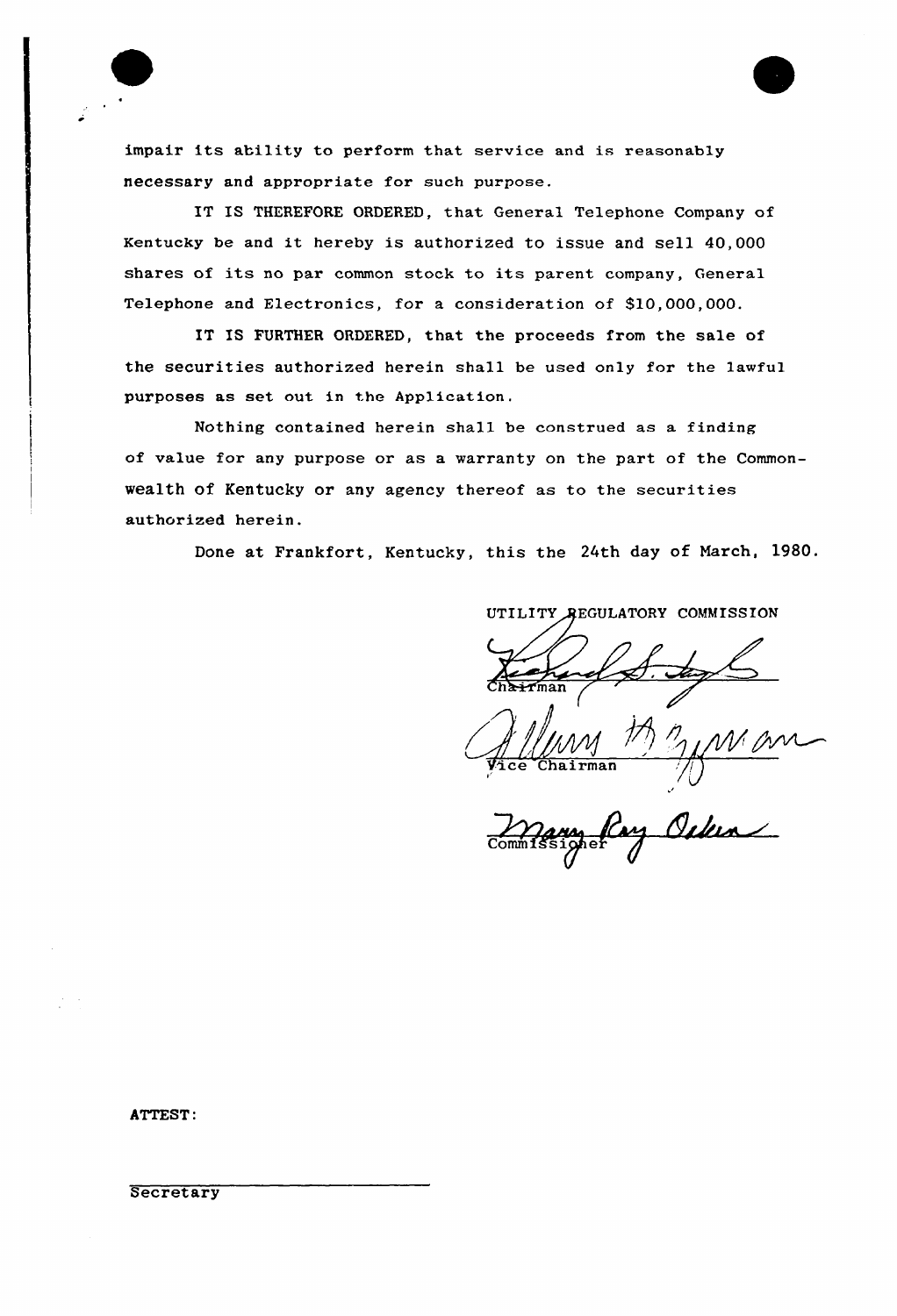impair its ability to perform that service and is reasonably necessary and appropriate for such purpose.

IT IS THEREFORE ORDERED, that General Telephone Company of Kentucky be and it hereby is authorized to issue and sell 40,000 shares of its no par common stock to its parent company, General Telephone and Electronics, for a consideration of $10,000,000.

IT IS FURTHER ORDERED, that the proceeds from the sale of the securities authorized herein shall be used only for the lawful purposes as set out in the Application.

Nothing contained herein shall be construed as a finding of value for any purpose or as a warranty on the part of the Commonwealth of Kentucky or any agency thereof as to the securities authorized herein.

Done at Frankfort, Kentucky, this the 24th day of March, 1980.

UTILITY REGULATORY COMMISSION

Chairman

Vice Chairman

Commissioner

ATTEST:

Secretary